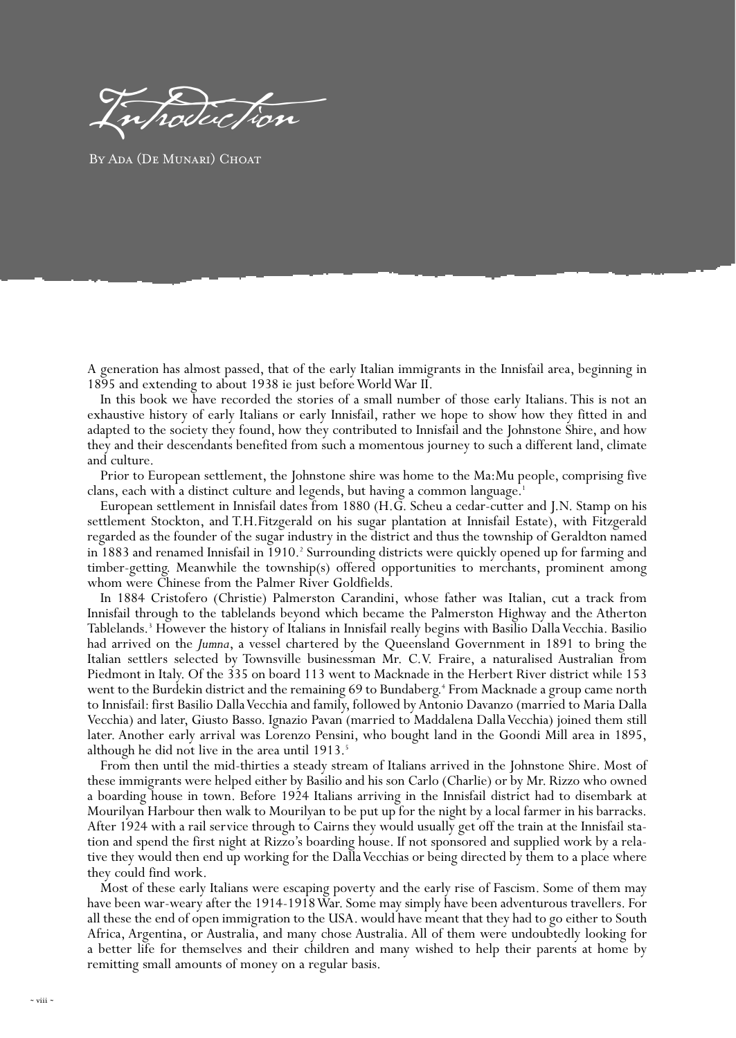# Introduction

By Ada (De Munari) Choat

A generation has almost passed, that of the early Italian immigrants in the Innisfail area, beginning in 1895 and extending to about 1938 ie just before World War II.

In this book we have recorded the stories of a small number of those early Italians. This is not an exhaustive history of early Italians or early Innisfail, rather we hope to show how they fitted in and adapted to the society they found, how they contributed to Innisfail and the Johnstone Shire, and how they and their descendants benefited from such a momentous journey to such a different land, climate and culture.

Prior to European settlement, the Johnstone shire was home to the Ma:Mu people, comprising five clans, each with a distinct culture and legends, but having a common language.[1]

European settlement in Innisfail dates from 1880 (H.G. Scheu a cedar-cutter and J.N. Stamp on his settlement Stockton, and T.H.Fitzgerald on his sugar plantation at Innisfail Estate), with Fitzgerald regarded as the founder of the sugar industry in the district and thus the township of Geraldton named in 1883 and renamed Innisfail in 1910.[2] Surrounding districts were quickly opened up for farming and timber-getting. Meanwhile the township(s) offered opportunities to merchants, prominent among whom were Chinese from the Palmer River Goldfields.

In 1884 Cristofero (Christie) Palmerston Carandini, whose father was Italian, cut a track from Innisfail through to the tablelands beyond which became the Palmerston Highway and the Atherton Tablelands.[3] However the history of Italians in Innisfail really begins with Basilio Dalla Vecchia. Basilio had arrived on the *Jumna*, a vessel chartered by the Queensland Government in 1891 to bring the Italian settlers selected by Townsville businessman Mr. C.V. Fraire, a naturalised Australian from Piedmont in Italy. Of the 335 on board 113 went to Macknade in the Herbert River district while 153 went to the Burdekin district and the remaining 69 to Bundaberg.[4] From Macknade a group came north to Innisfail: first Basilio Dalla Vecchia and family, followed by Antonio Davanzo (married to Maria Dalla Vecchia) and later, Giusto Basso. Ignazio Pavan (married to Maddalena Dalla Vecchia) joined them still later. Another early arrival was Lorenzo Pensini, who bought land in the Goondi Mill area in 1895, although he did not live in the area until 1913.[5]

From then until the mid-thirties a steady stream of Italians arrived in the Johnstone Shire. Most of these immigrants were helped either by Basilio and his son Carlo (Charlie) or by Mr. Rizzo who owned a boarding house in town. Before 1924 Italians arriving in the Innisfail district had to disembark at Mourilyan Harbour then walk to Mourilyan to be put up for the night by a local farmer in his barracks. After 1924 with a rail service through to Cairns they would usually get off the train at the Innisfail station and spend the first night at Rizzo's boarding house. If not sponsored and supplied work by a relative they would then end up working for the Dalla Vecchias or being directed by them to a place where they could find work.

Most of these early Italians were escaping poverty and the early rise of Fascism. Some of them may have been war-weary after the 1914-1918 War. Some may simply have been adventurous travellers. For all these the end of open immigration to the USA. would have meant that they had to go either to South Africa, Argentina, or Australia, and many chose Australia. All of them were undoubtedly looking for a better life for themselves and their children and many wished to help their parents at home by remitting small amounts of money on a regular basis.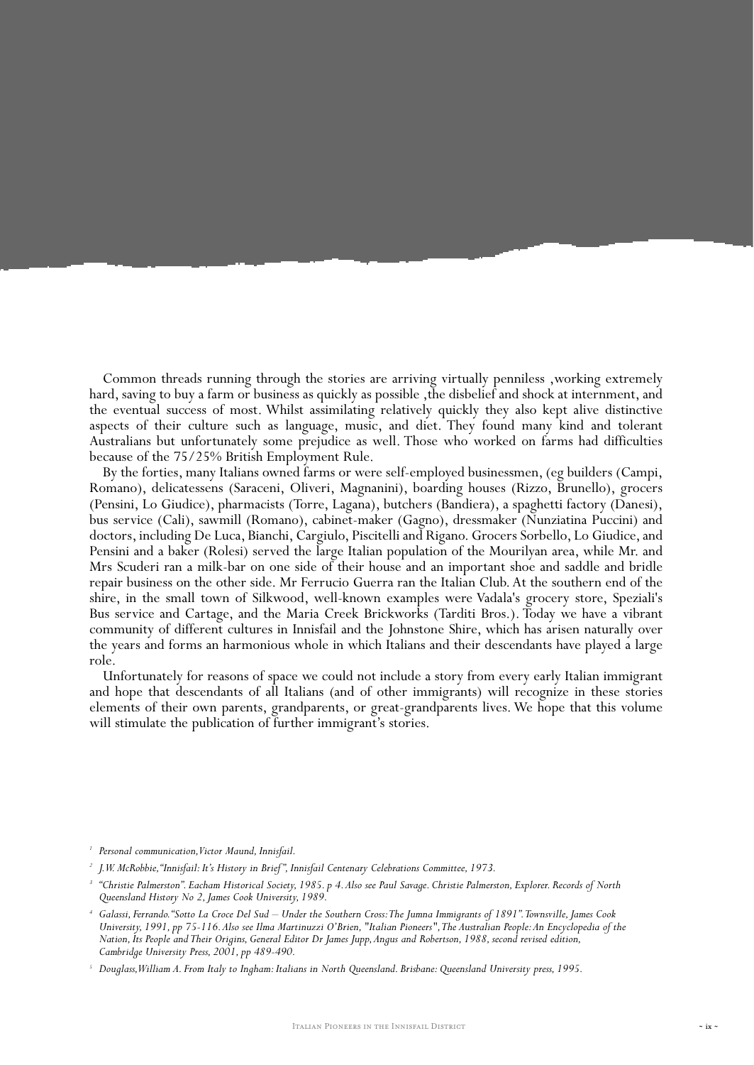Common threads running through the stories are arriving virtually penniless ,working extremely hard, saving to buy a farm or business as quickly as possible ,the disbelief and shock at internment, and the eventual success of most. Whilst assimilating relatively quickly they also kept alive distinctive aspects of their culture such as language, music, and diet. They found many kind and tolerant Australians but unfortunately some prejudice as well. Those who worked on farms had difficulties because of the 75/25% British Employment Rule.

By the forties, many Italians owned farms or were self-employed businessmen, (eg builders (Campi, Romano), delicatessens (Saraceni, Oliveri, Magnanini), boarding houses (Rizzo, Brunello), grocers (Pensini, Lo Giudice), pharmacists (Torre, Lagana), butchers (Bandiera), a spaghetti factory (Danesi), bus service (Cali), sawmill (Romano), cabinet-maker (Gagno), dressmaker (Nunziatina Puccini) and doctors, including De Luca, Bianchi, Cargiulo, Piscitelli and Rigano. Grocers Sorbello, Lo Giudice, and Pensini and a baker (Rolesi) served the large Italian population of the Mourilyan area, while Mr. and Mrs Scuderi ran a milk-bar on one side of their house and an important shoe and saddle and bridle repair business on the other side. Mr Ferrucio Guerra ran the Italian Club. At the southern end of the shire, in the small town of Silkwood, well-known examples were Vadala's grocery store, Speziali's Bus service and Cartage, and the Maria Creek Brickworks (Tarditi Bros.). Today we have a vibrant community of different cultures in Innisfail and the Johnstone Shire, which has arisen naturally over the years and forms an harmonious whole in which Italians and their descendants have played a large role.

Unfortunately for reasons of space we could not include a story from every early Italian immigrant and hope that descendants of all Italians (and of other immigrants) will recognize in these stories elements of their own parents, grandparents, or great-grandparents lives. We hope that this volume will stimulate the publication of further immigrant's stories.

---

[1] *Personal communication, Victor Maund, Innisfail.*

[2] *J.W. McRobbie, "Innisfail: It's History in Brief", Innisfail Centenary Celebrations Committee, 1973.*

[3] *"Christie Palmerston". Eacham Historical Society, 1985. p 4. Also see Paul Savage. Christie Palmerston, Explorer. Records of North Queensland History No 2, James Cook University, 1989.*

[4] *Galassi, Ferrando. "Sotto La Croce Del Sud – Under the Southern Cross: The Jumna Immigrants of 1891". Townsville, James Cook University, 1991, pp 75-116. Also see Ilma Martinuzzi O'Brien, "Italian Pioneers", The Australian People: An Encyclopedia of the Nation, Its People and Their Origins, General Editor Dr James Jupp, Angus and Robertson, 1988, second revised edition, Cambridge University Press, 2001, pp 489-490.*

[5] *Douglass, William A. From Italy to Ingham: Italians in North Queensland. Brisbane: Queensland University press, 1995.*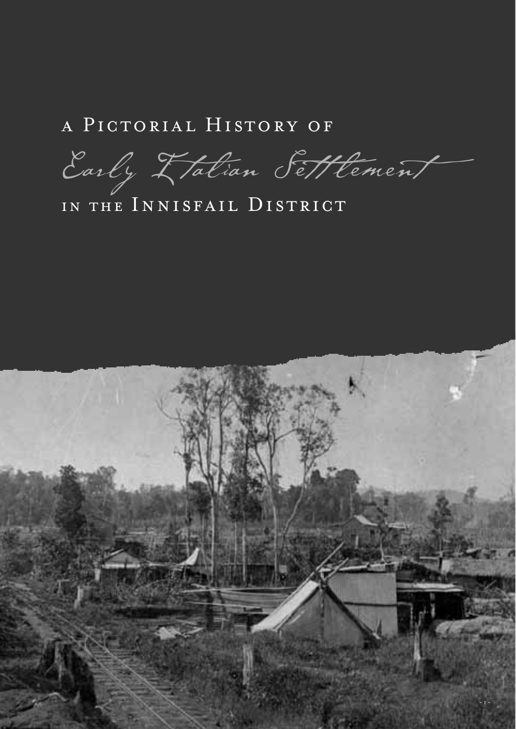# A Pictorial History of *Early Italian Settlement* in the Innisfail District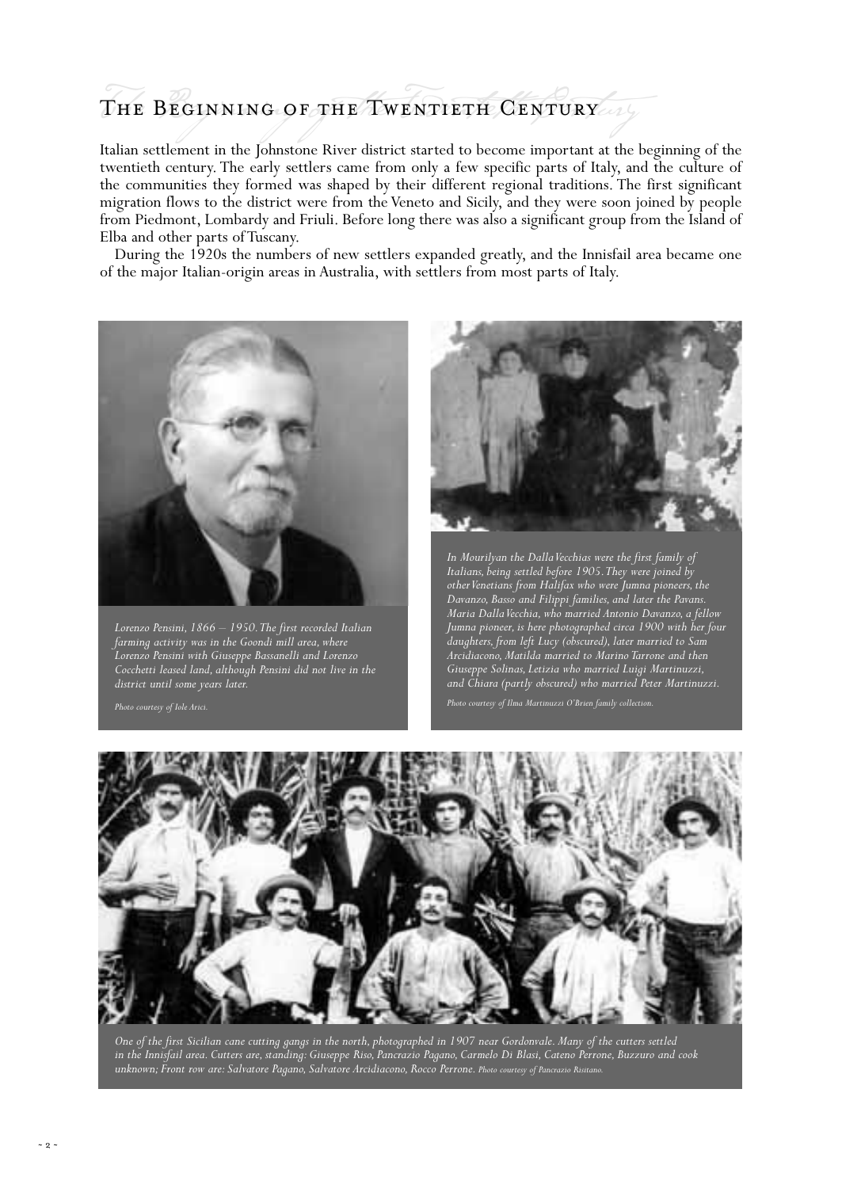# The Beginning of the Twentieth Century

Italian settlement in the Johnstone River district started to become important at the beginning of the twentieth century. The early settlers came from only a few specific parts of Italy, and the culture of the communities they formed was shaped by their different regional traditions. The first significant migration flows to the district were from the Veneto and Sicily, and they were soon joined by people from Piedmont, Lombardy and Friuli. Before long there was also a significant group from the Island of Elba and other parts of Tuscany.

During the 1920s the numbers of new settlers expanded greatly, and the Innisfail area became one of the major Italian-origin areas in Australia, with settlers from most parts of Italy.

*Lorenzo Pensini, 1866 – 1950. The first recorded Italian farming activity was in the Goondi mill area, where Lorenzo Pensini with Giuseppe Bassanelli and Lorenzo Cocchetti leased land, although Pensini did not live in the district until some years later.*

*Photo courtesy of Iole Arici.*

*In Mourilyan the Dalla Vecchias were the first family of Italians, being settled before 1905. They were joined by other Venetians from Halifax who were Jumna pioneers, the Davanzo, Basso and Filippi families, and later the Pavans. Maria Dalla Vecchia, who married Antonio Davanzo, a fellow Jumna pioneer, is here photographed circa 1900 with her four daughters, from left Lucy (obscured), later married to Sam Arcidiacono, Matilda married to Marino Tarrone and then Giuseppe Solinas, Letizia who married Luigi Martinuzzi, and Chiara (partly obscured) who married Peter Martinuzzi.*

*Photo courtesy of Ilma Martinuzzi O'Brien family collection.*

*One of the first Sicilian cane cutting gangs in the north, photographed in 1907 near Gordonvale. Many of the cutters settled in the Innisfail area. Cutters are, standing: Giuseppe Riso, Pancrazio Pagano, Carmelo Di Blasi, Cateno Perrone, Buzzuro and cook unknown; Front row are: Salvatore Pagano, Salvatore Arcidiacono, Rocco Perrone. Photo courtesy of Pancrazio Risitano.*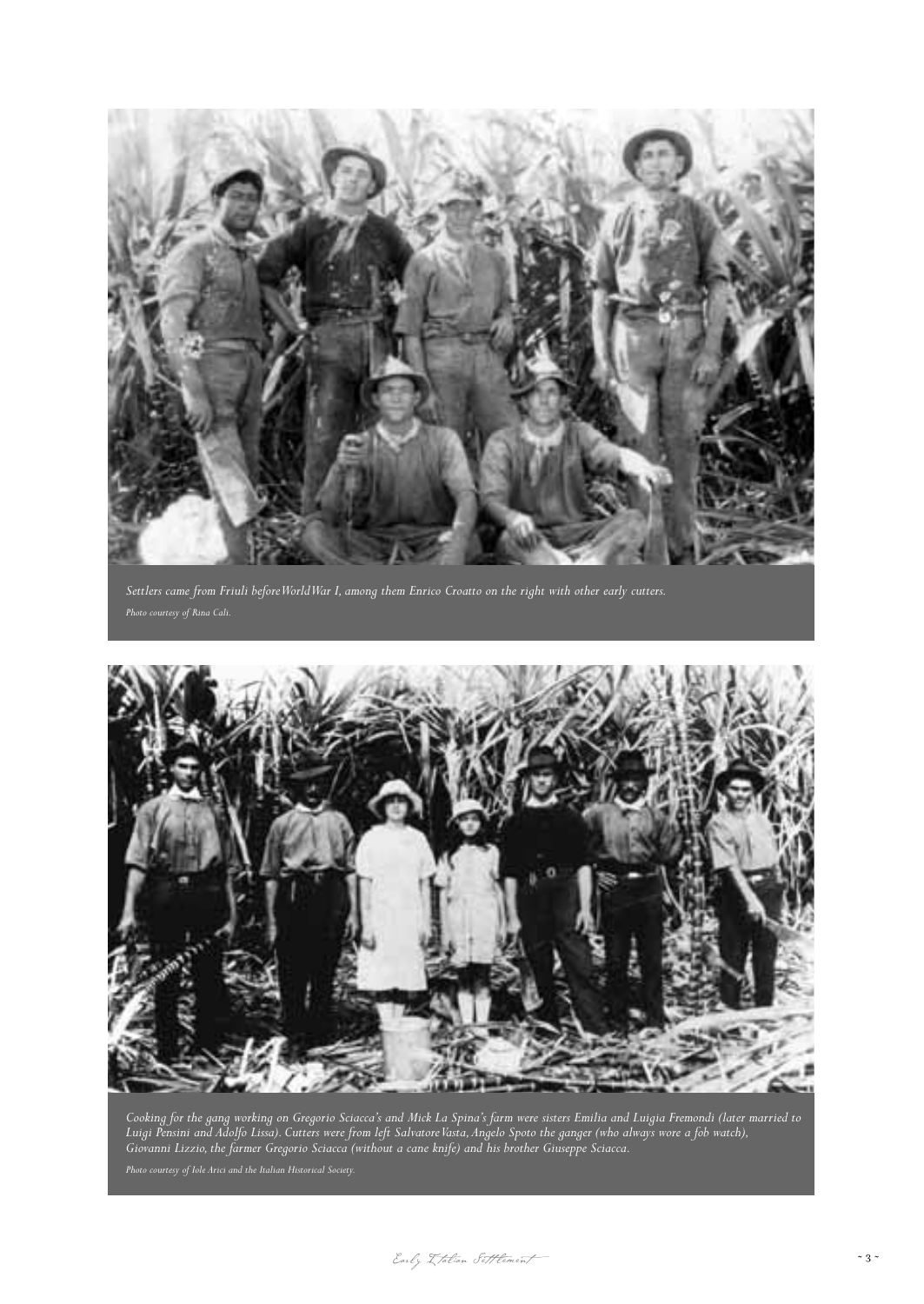*Settlers came from Friuli before World War I, among them Enrico Croatto on the right with other early cutters.*

*Photo courtesy of Rina Cali.*

*Cooking for the gang working on Gregorio Sciacca's and Mick La Spina's farm were sisters Emilia and Luigia Fremondi (later married to Luigi Pensini and Adolfo Lissa). Cutters were from left Salvatore Vasta, Angelo Spoto the ganger (who always wore a fob watch), Giovanni Lizzio, the farmer Gregorio Sciacca (without a cane knife) and his brother Giuseppe Sciacca.*

*Photo courtesy of Iole Arici and the Italian Historical Society.*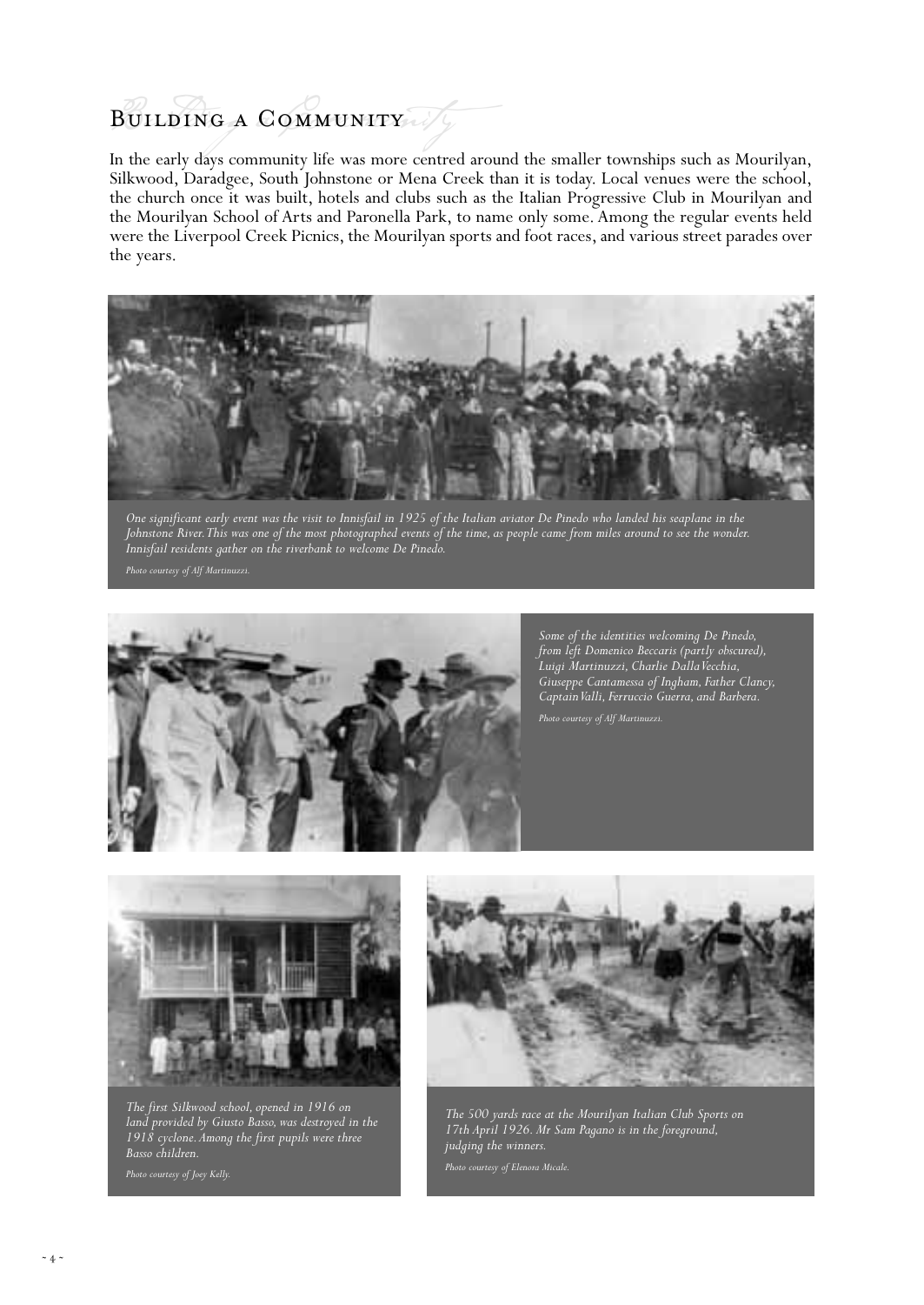# Building a Community

In the early days community life was more centred around the smaller townships such as Mourilyan, Silkwood, Daradgee, South Johnstone or Mena Creek than it is today. Local venues were the school, the church once it was built, hotels and clubs such as the Italian Progressive Club in Mourilyan and the Mourilyan School of Arts and Paronella Park, to name only some. Among the regular events held were the Liverpool Creek Picnics, the Mourilyan sports and foot races, and various street parades over the years.

*One significant early event was the visit to Innisfail in 1925 of the Italian aviator De Pinedo who landed his seaplane in the Johnstone River. This was one of the most photographed events of the time, as people came from miles around to see the wonder. Innisfail residents gather on the riverbank to welcome De Pinedo.*

*Photo courtesy of Alf Martinuzzi.*

*Some of the identities welcoming De Pinedo, from left Domenico Beccaris (partly obscured), Luigi Martinuzzi, Charlie Dalla Vecchia, Giuseppe Cantamessa of Ingham, Father Clancy, Captain Valli, Ferruccio Guerra, and Barbera.*

*Photo courtesy of Alf Martinuzzi.*

*The first Silkwood school, opened in 1916 on land provided by Giusto Basso, was destroyed in the 1918 cyclone. Among the first pupils were three Basso children.*

*Photo courtesy of Joey Kelly.*

*The 500 yards race at the Mourilyan Italian Club Sports on 17th April 1926. Mr Sam Pagano is in the foreground, judging the winners.*

*Photo courtesy of Elenora Micale.*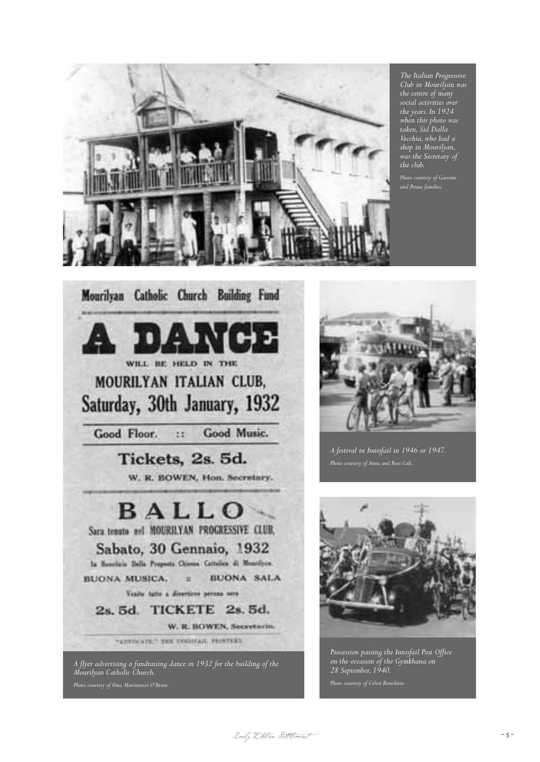The Italian Progressive Club in Mourilyan was the centre of many social activities over the years. In 1924 when this photo was taken, Sid Dalla Vecchia, who had a shop in Mourilyan, was the Secretary of the club.

*Photo courtesy of Garrone and Penna families.*

*A flyer advertising a fundraising dance in 1932 for the building of the Mourilyan Catholic Church.*

*Photo courtesy of Ilma Martinuzzi O'Brien.*

*A festival in Innisfail in 1946 or 1947.*

*Photo courtesy of Anna and Ross Cali.*

*Procession passing the Innisfail Post Office on the occasion of the Gymkhana on 28 September, 1940.*

*Photo courtesy of Celest Benedetto.*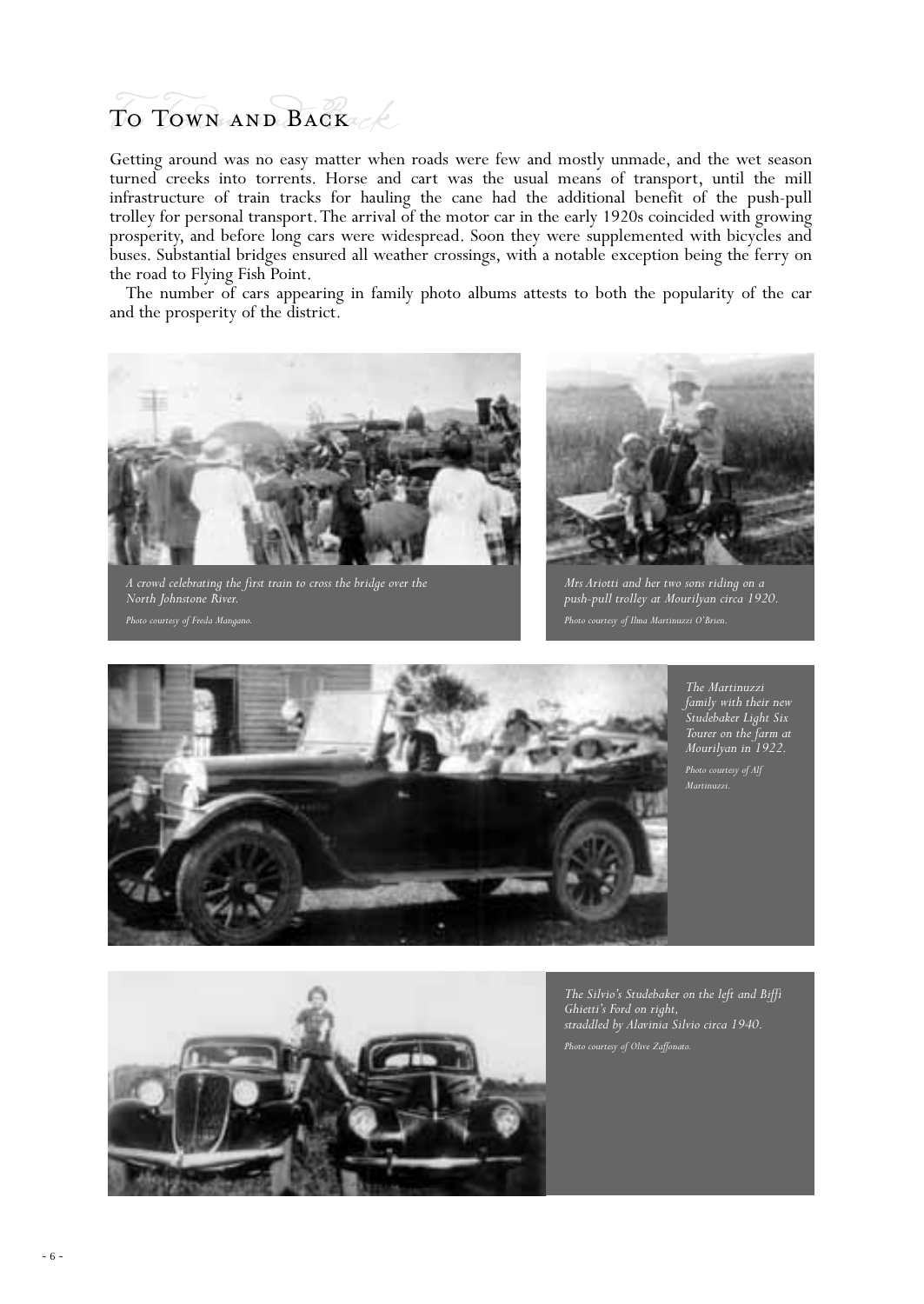# To Town and Back

Getting around was no easy matter when roads were few and mostly unmade, and the wet season turned creeks into torrents. Horse and cart was the usual means of transport, until the mill infrastructure of train tracks for hauling the cane had the additional benefit of the push-pull trolley for personal transport. The arrival of the motor car in the early 1920s coincided with growing prosperity, and before long cars were widespread. Soon they were supplemented with bicycles and buses. Substantial bridges ensured all weather crossings, with a notable exception being the ferry on the road to Flying Fish Point.

The number of cars appearing in family photo albums attests to both the popularity of the car and the prosperity of the district.

*A crowd celebrating the first train to cross the bridge over the North Johnstone River.*

*Photo courtesy of Freda Mangano.*

*Mrs Ariotti and her two sons riding on a push-pull trolley at Mourilyan circa 1920.*

*Photo courtesy of Ilma Martinuzzi O'Brien.*

*The Martinuzzi family with their new Studebaker Light Six Tourer on the farm at Mourilyan in 1922.*

*Photo courtesy of Alf Martinuzzi.*

*The Silvio's Studebaker on the left and Biffi Ghietti's Ford on right, straddled by Alavinia Silvio circa 1940.*

*Photo courtesy of Olive Zaffonato.*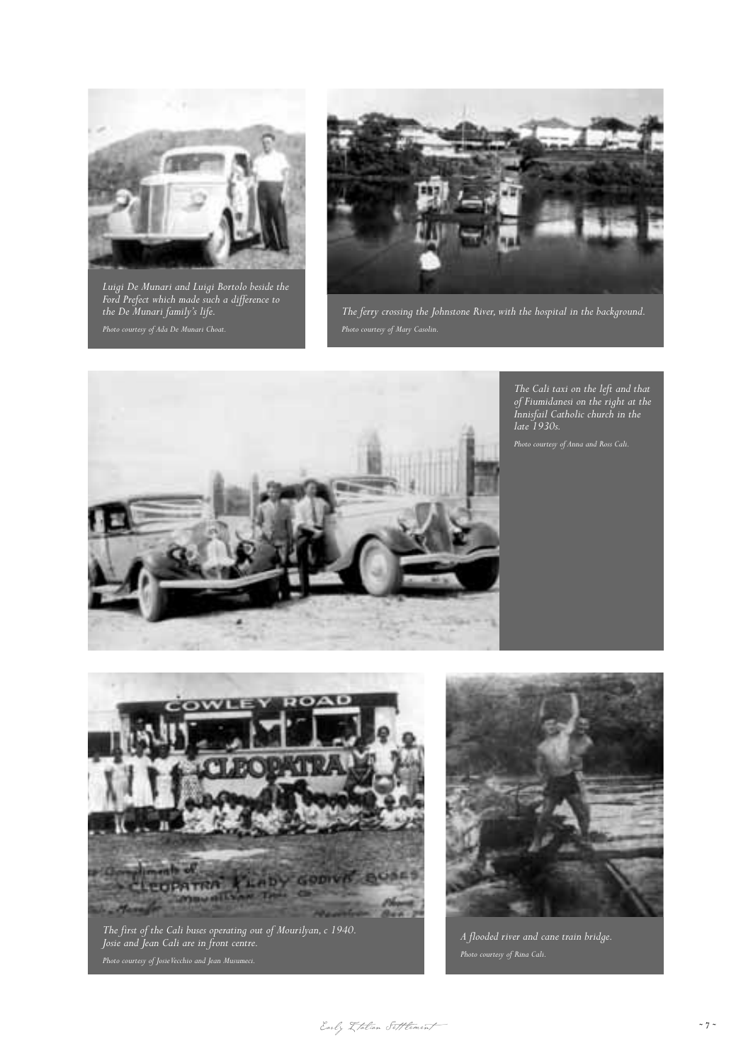*Luigi De Munari and Luigi Bortolo beside the Ford Prefect which made such a difference to the De Munari family's life.*

*Photo courtesy of Ada De Munari Choat.*

*The ferry crossing the Johnstone River, with the hospital in the background.*

*Photo courtesy of Mary Casolin.*

*The Cali taxi on the left and that of Fiumidanesi on the right at the Innisfail Catholic church in the late 1930s.*

*Photo courtesy of Anna and Ross Cali.*

*The first of the Cali buses operating out of Mourilyan, c 1940. Josie and Jean Cali are in front centre.*

*Photo courtesy of Josie Vecchio and Jean Musumeci.*

*A flooded river and cane train bridge.*

*Photo courtesy of Rina Cali.*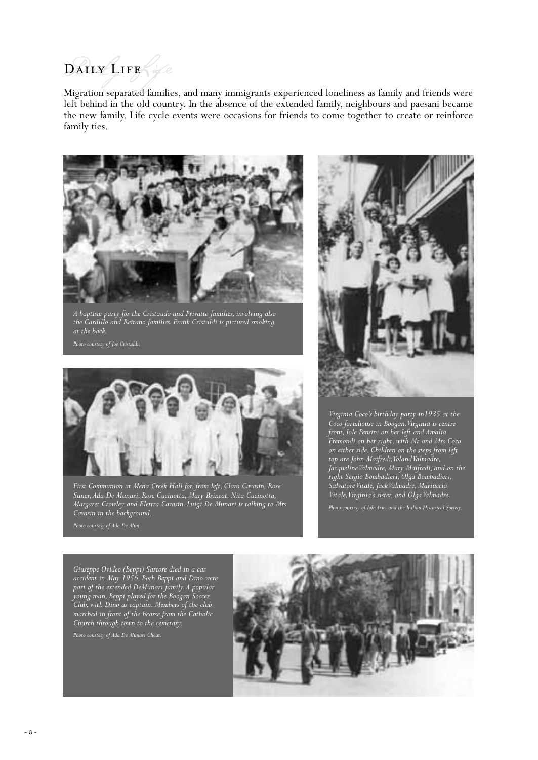# Daily Life

Migration separated families, and many immigrants experienced loneliness as family and friends were left behind in the old country. In the absence of the extended family, neighbours and paesani became the new family. Life cycle events were occasions for friends to come together to create or reinforce family ties.

*A baptism party for the Cristaudo and Privatto families, involving also the Cardillo and Reitano families. Frank Cristaldi is pictured smoking at the back.*

*Photo courtesy of Joe Cristaldi.*

*First Communion at Mena Creek Hall for, from left, Clara Cavasin, Rose Suner, Ada De Munari, Rose Cucinotta, Mary Brincat, Nita Cucinotta, Margaret Crowley and Elettra Cavasin. Luigi De Munari is talking to Mrs Cavasin in the background.*

*Photo courtesy of Ada De Mun.*

*Virginia Coco's birthday party in1935 at the Coco farmhouse in Boogan. Virginia is centre front, Iole Pensini on her left and Amalia Fremondi on her right, with Mr and Mrs Coco on either side. Children on the steps from left top are John Maifredi, Yoland Valmadre, Jacqueline Valmadre, Mary Maifredi, and on the right Sergio Bombadieri, Olga Bombadieri, Salvatore Vitale, Jack Valmadre, Mariuccia Vitale, Virginia's sister, and Olga Valmadre.*

*Photo courtesy of Iole Arici and the Italian Historical Society.*

*Giuseppe Ovideo (Beppi) Sartore died in a car accident in May 1956. Both Beppi and Dino were part of the extended DeMunari family. A popular young man, Beppi played for the Boogan Soccer Club, with Dino as captain. Members of the club marched in front of the hearse from the Catholic Church through town to the cemetary.*

*Photo courtesy of Ada De Munari Choat.*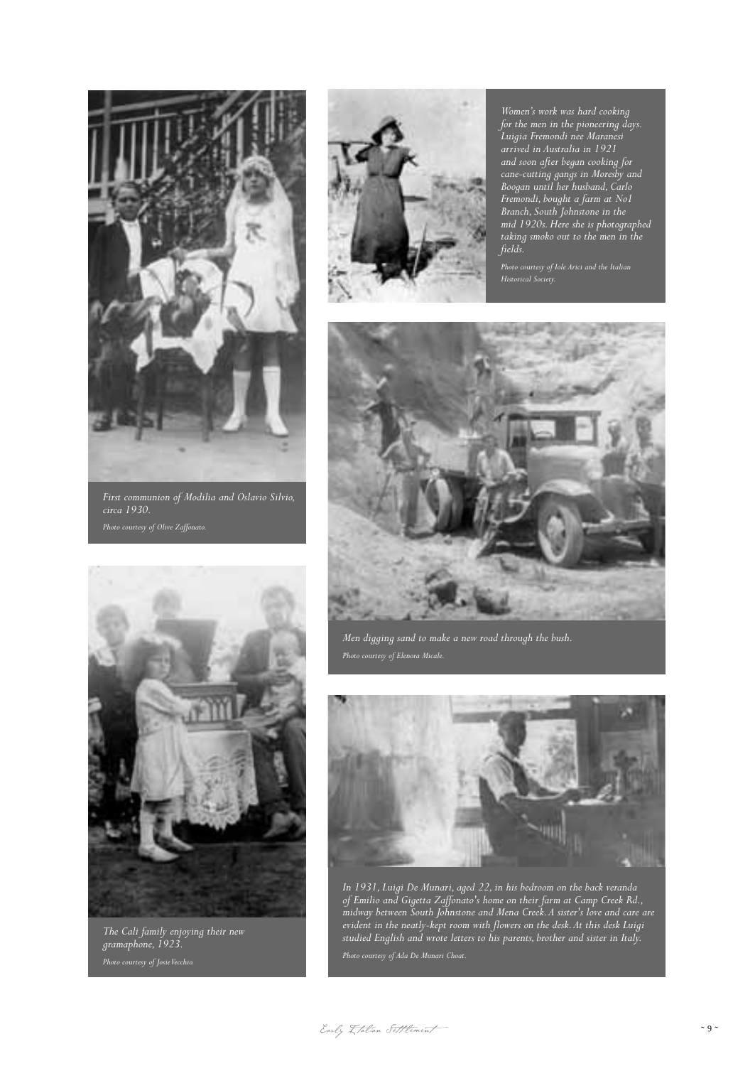*First communion of Modilia and Oslavio Silvio, circa 1930.*

*Photo courtesy of Olive Zaffonato.*

*The Cali family enjoying their new gramaphone, 1923.*

*Photo courtesy of Josie Vecchio.*

*Women's work was hard cooking for the men in the pioneering days. Luigia Fremondi nee Maranesi arrived in Australia in 1921 and soon after began cooking for cane-cutting gangs in Moresby and Boogan until her husband, Carlo Fremondi, bought a farm at No1 Branch, South Johnstone in the mid 1920s. Here she is photographed taking smoko out to the men in the fields.*

*Photo courtesy of Iole Arici and the Italian Historical Society.*

*Men digging sand to make a new road through the bush.*

*Photo courtesy of Elenora Micale.*

*In 1931, Luigi De Munari, aged 22, in his bedroom on the back veranda of Emilio and Gigetta Zaffonato's home on their farm at Camp Creek Rd., midway between South Johnstone and Mena Creek. A sister's love and care are evident in the neatly-kept room with flowers on the desk. At this desk Luigi studied English and wrote letters to his parents, brother and sister in Italy.*

*Photo courtesy of Ada De Munari Choat.*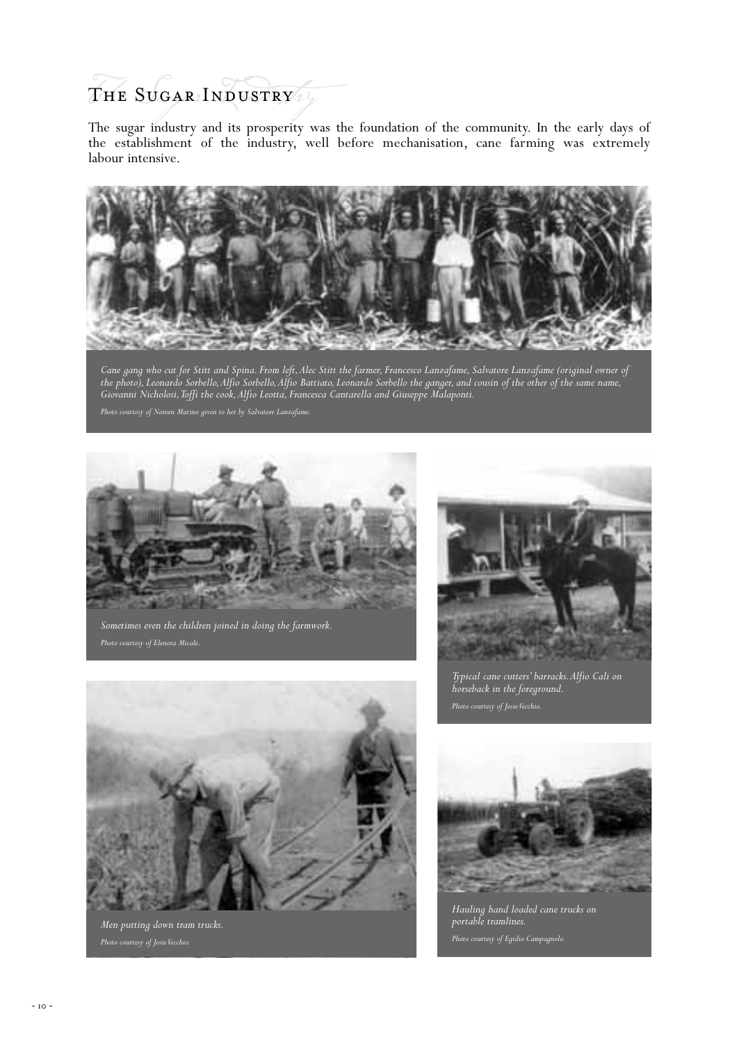# The Sugar Industry

The sugar industry and its prosperity was the foundation of the community. In the early days of the establishment of the industry, well before mechanisation, cane farming was extremely labour intensive.

*Cane gang who cut for Stitt and Spina. From left, Alec Stitt the farmer, Francesco Lanzafame, Salvatore Lanzafame (original owner of the photo), Leonardo Sorbello, Alfio Sorbello, Alfio Battiato, Leonardo Sorbello the ganger, and cousin of the other of the same name, Giovanni Nicholosi, Toffi the cook, Alfio Leotta, Francesca Cantarella and Giuseppe Malaponti.*

*Photo courtesy of Noreen Marino given to her by Salvatore Lanzafame.*

*Sometimes even the children joined in doing the farmwork.*

*Photo courtesy of Elenora Micale.*

*Typical cane cutters' barracks. Alfio Cali on horseback in the foreground.*

*Photo courtesy of Josie Vecchio.*

*Men putting down tram trucks.*

*Photo courtesy of Josie Vecchio.*

*Hauling hand loaded cane trucks on portable tramlines.*

*Photo courtesy of Egidio Campagnolo.*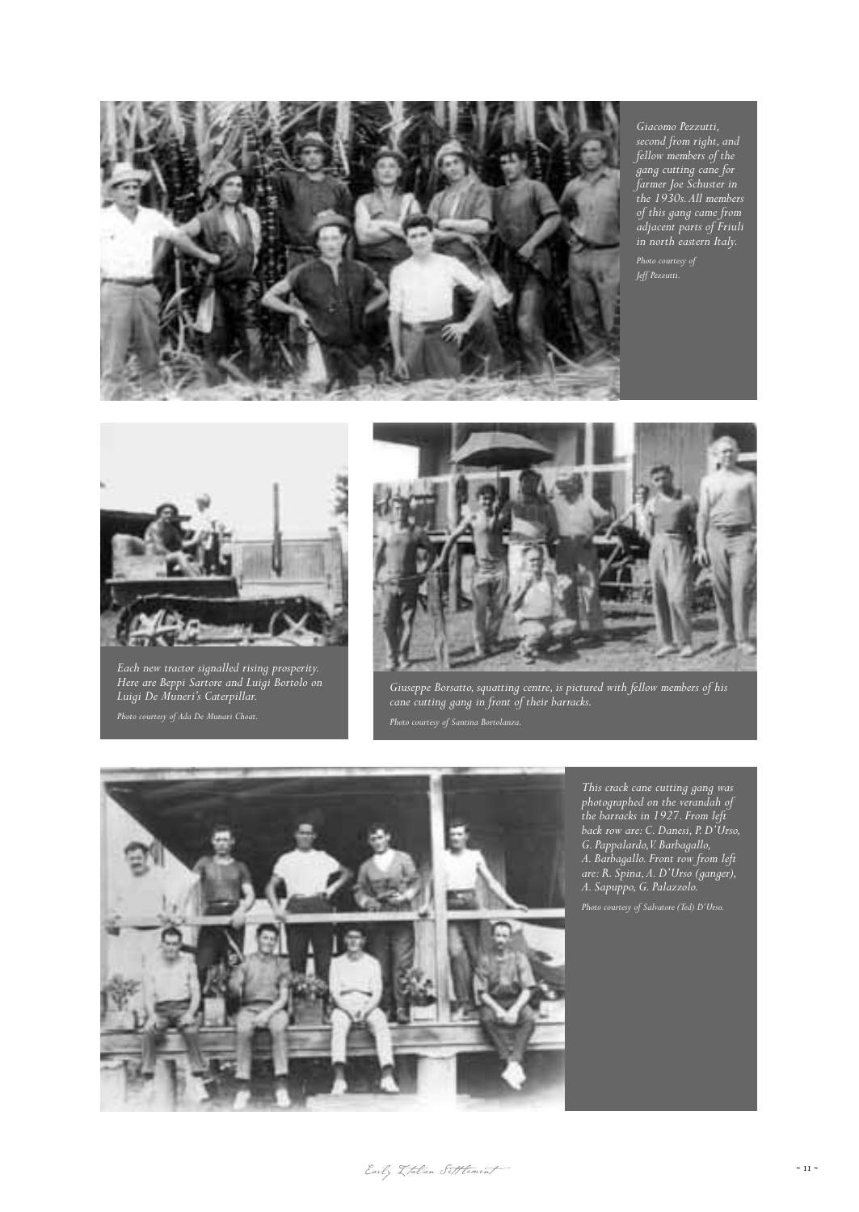*Giacomo Pezzutti, second from right, and fellow members of the gang cutting cane for farmer Joe Schuster in the 1930s. All members of this gang came from adjacent parts of Friuli in north eastern Italy.*

*Photo courtesy of Jeff Pezzutti.*

*Each new tractor signalled rising prosperity. Here are Beppi Sartore and Luigi Bortolo on Luigi De Muneri's Caterpillar.*

*Photo courtesy of Ada De Munari Choat.*

*Giuseppe Borsatto, squatting centre, is pictured with fellow members of his cane cutting gang in front of their barracks.*

*Photo courtesy of Santina Bortolanza.*

*This crack cane cutting gang was photographed on the verandah of the barracks in 1927. From left back row are: C. Danesi, P. D'Urso, G. Pappalardo, V. Barbagallo, A. Barbagallo. Front row from left are: R. Spina, A. D'Urso (ganger), A. Sapuppo, G. Palazzolo.*

*Photo courtesy of Salvatore (Ted) D'Urso.*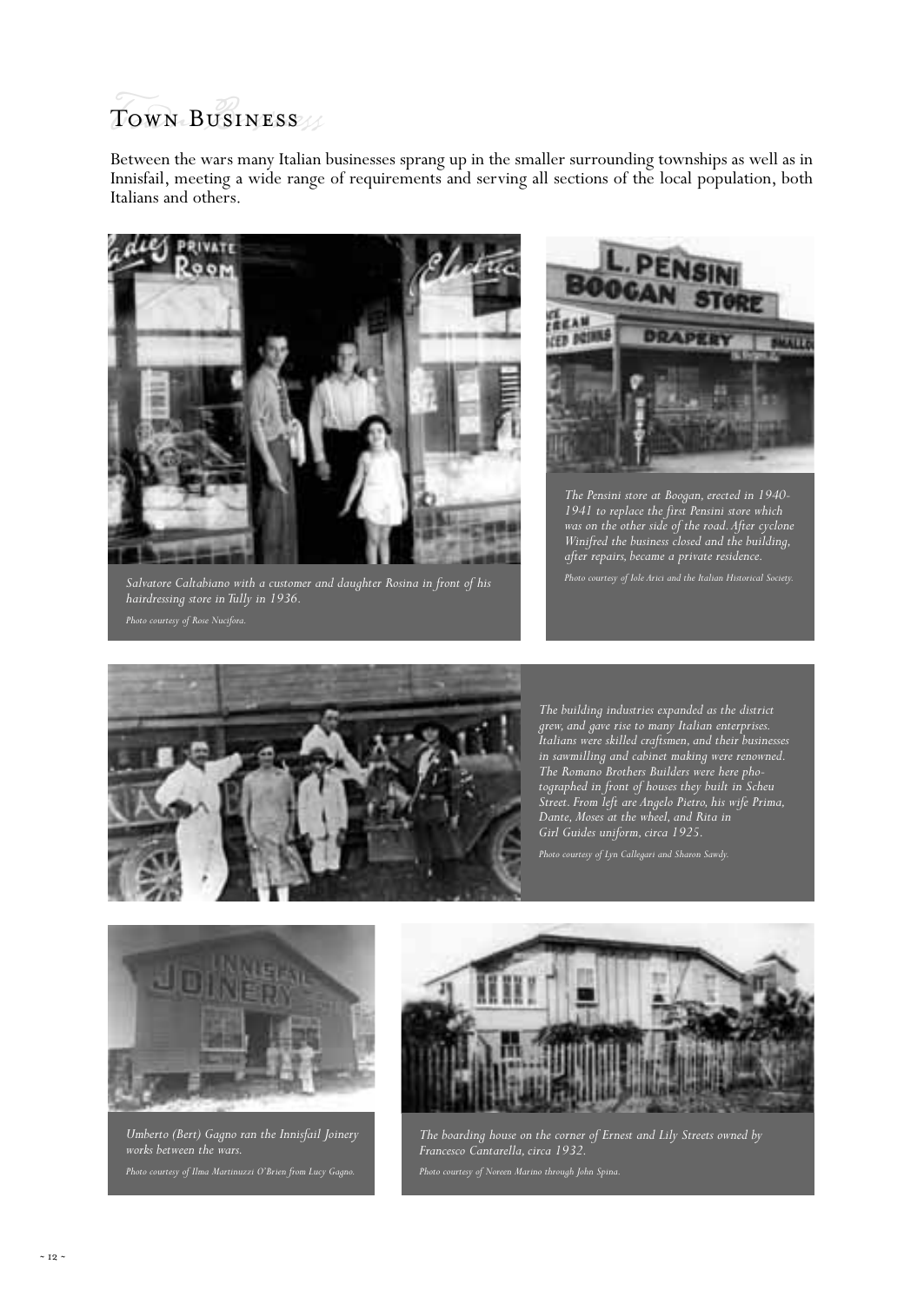# Town Business

Between the wars many Italian businesses sprang up in the smaller surrounding townships as well as in Innisfail, meeting a wide range of requirements and serving all sections of the local population, both Italians and others.

*Salvatore Caltabiano with a customer and daughter Rosina in front of his hairdressing store in Tully in 1936.*

*Photo courtesy of Rose Nucifora.*

*The Pensini store at Boogan, erected in 1940-1941 to replace the first Pensini store which was on the other side of the road. After cyclone Winifred the business closed and the building, after repairs, became a private residence.*

*Photo courtesy of Iole Arici and the Italian Historical Society.*

*The building industries expanded as the district grew, and gave rise to many Italian enterprises. Italians were skilled craftsmen, and their businesses in sawmilling and cabinet making were renowned. The Romano Brothers Builders were here photographed in front of houses they built in Scheu Street. From left are Angelo Pietro, his wife Prima, Dante, Moses at the wheel, and Rita in Girl Guides uniform, circa 1925.*

*Photo courtesy of Lyn Callegari and Sharon Sawdy.*

*Umberto (Bert) Gagno ran the Innisfail Joinery works between the wars.*

*Photo courtesy of Ilma Martinuzzi O'Brien from Lucy Gagno.*

*The boarding house on the corner of Ernest and Lily Streets owned by Francesco Cantarella, circa 1932.*

*Photo courtesy of Noreen Marino through John Spina.*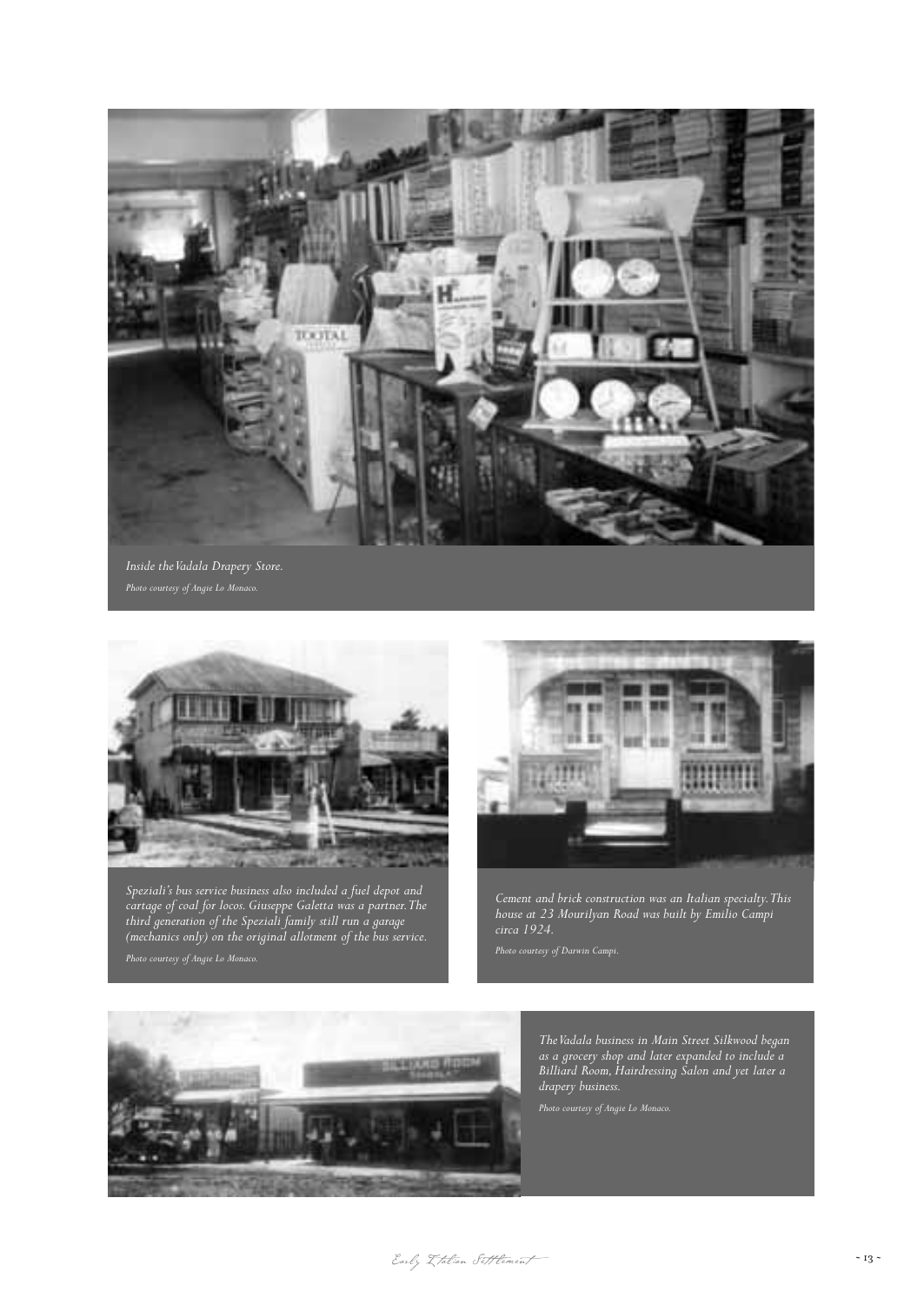*Inside the Vadala Drapery Store.*

*Photo courtesy of Angie Lo Monaco.*

*Speziali's bus service business also included a fuel depot and cartage of coal for locos. Giuseppe Galetta was a partner. The third generation of the Speziali family still run a garage (mechanics only) on the original allotment of the bus service.*

*Photo courtesy of Angie Lo Monaco.*

*Cement and brick construction was an Italian specialty. This house at 23 Mourilyan Road was built by Emilio Campi circa 1924.*

*Photo courtesy of Darwin Campi.*

*The Vadala business in Main Street Silkwood began as a grocery shop and later expanded to include a Billiard Room, Hairdressing Salon and yet later a drapery business.*

*Photo courtesy of Angie Lo Monaco.*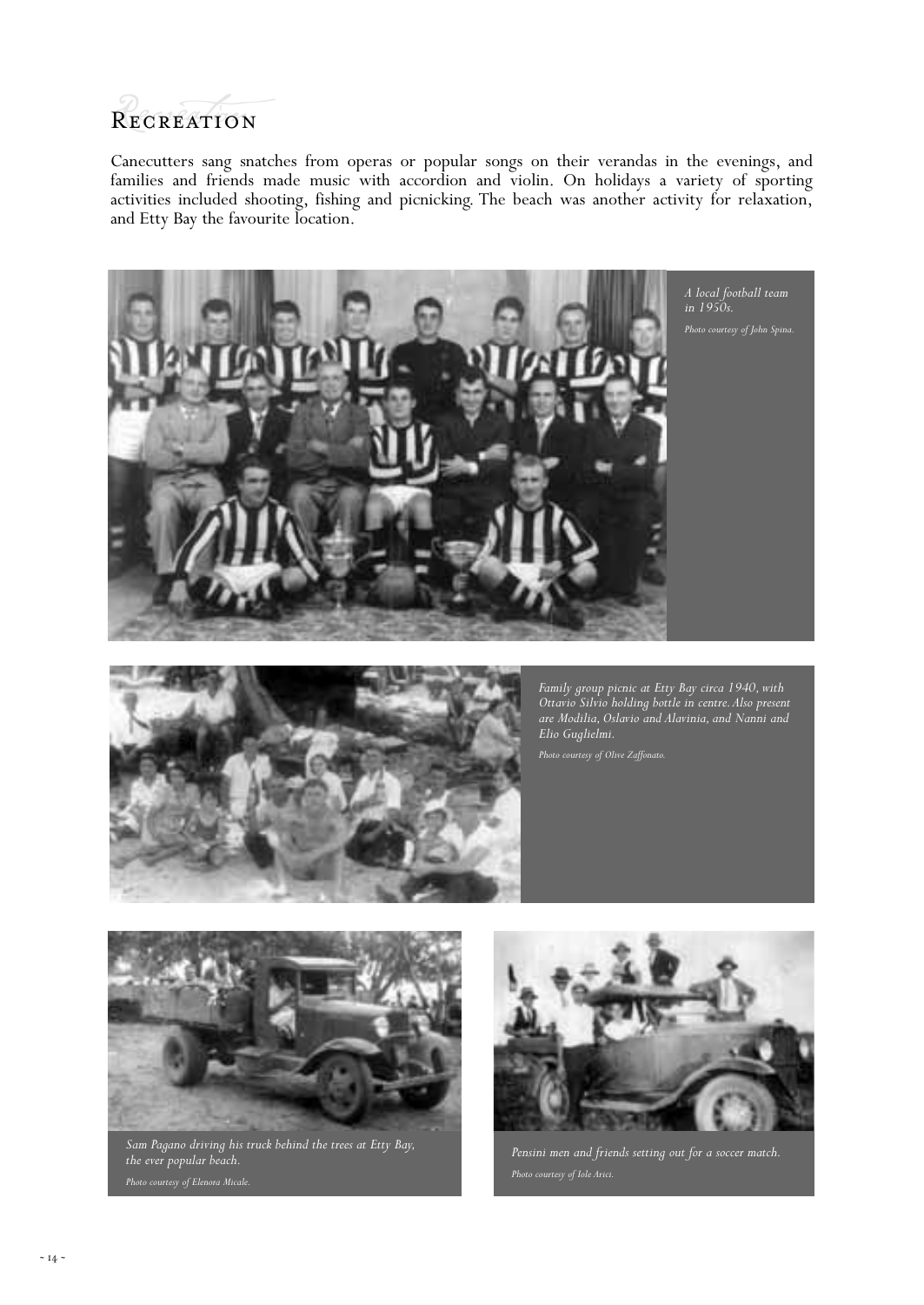# Recreation

Canecutters sang snatches from operas or popular songs on their verandas in the evenings, and families and friends made music with accordion and violin. On holidays a variety of sporting activities included shooting, fishing and picnicking. The beach was another activity for relaxation, and Etty Bay the favourite location.

*A local football team in 1950s.*

*Photo courtesy of John Spina.*

*Family group picnic at Etty Bay circa 1940, with Ottavio Silvio holding bottle in centre. Also present are Modilia, Oslavio and Alavinia, and Nanni and Elio Guglielmi.*

*Photo courtesy of Olive Zaffonato.*

*Sam Pagano driving his truck behind the trees at Etty Bay, the ever popular beach.*

*Photo courtesy of Elenora Micale.*

*Pensini men and friends setting out for a soccer match.*

*Photo courtesy of Iole Arici.*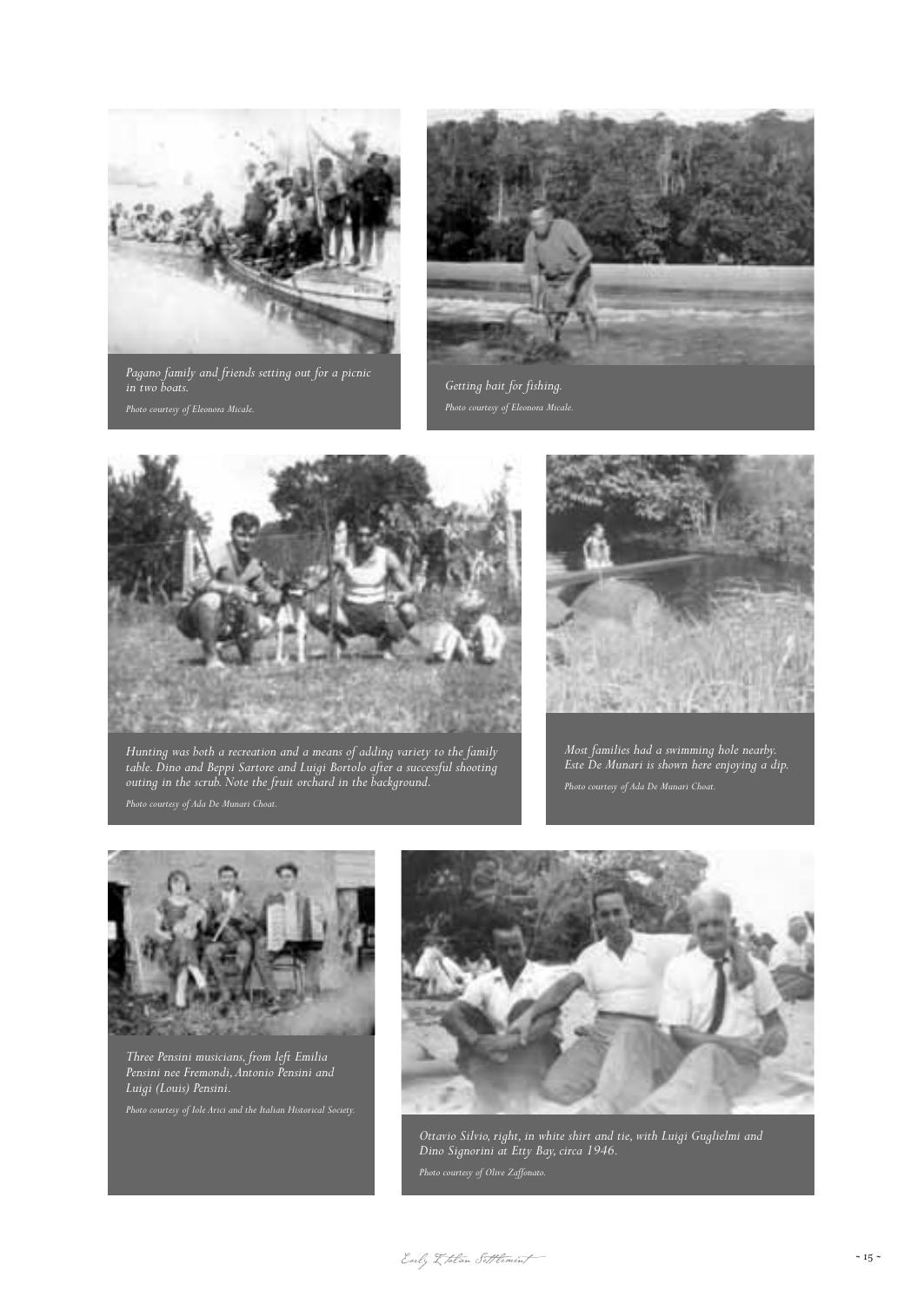*Pagano family and friends setting out for a picnic in two boats.*

*Photo courtesy of Eleonora Micale.*

*Getting bait for fishing.*

*Photo courtesy of Eleonora Micale.*

*Hunting was both a recreation and a means of adding variety to the family table. Dino and Beppi Sartore and Luigi Bortolo after a successful shooting outing in the scrub. Note the fruit orchard in the background.*

*Photo courtesy of Ada De Munari Choat.*

*Most families had a swimming hole nearby. Este De Munari is shown here enjoying a dip.*

*Photo courtesy of Ada De Munari Choat.*

*Three Pensini musicians, from left Emilia Pensini nee Fremondi, Antonio Pensini and Luigi (Louis) Pensini.*

*Photo courtesy of Iole Arici and the Italian Historical Society.*

*Ottavio Silvio, right, in white shirt and tie, with Luigi Guglielmi and Dino Signorini at Etty Bay, circa 1946.*

*Photo courtesy of Olive Zaffonato.*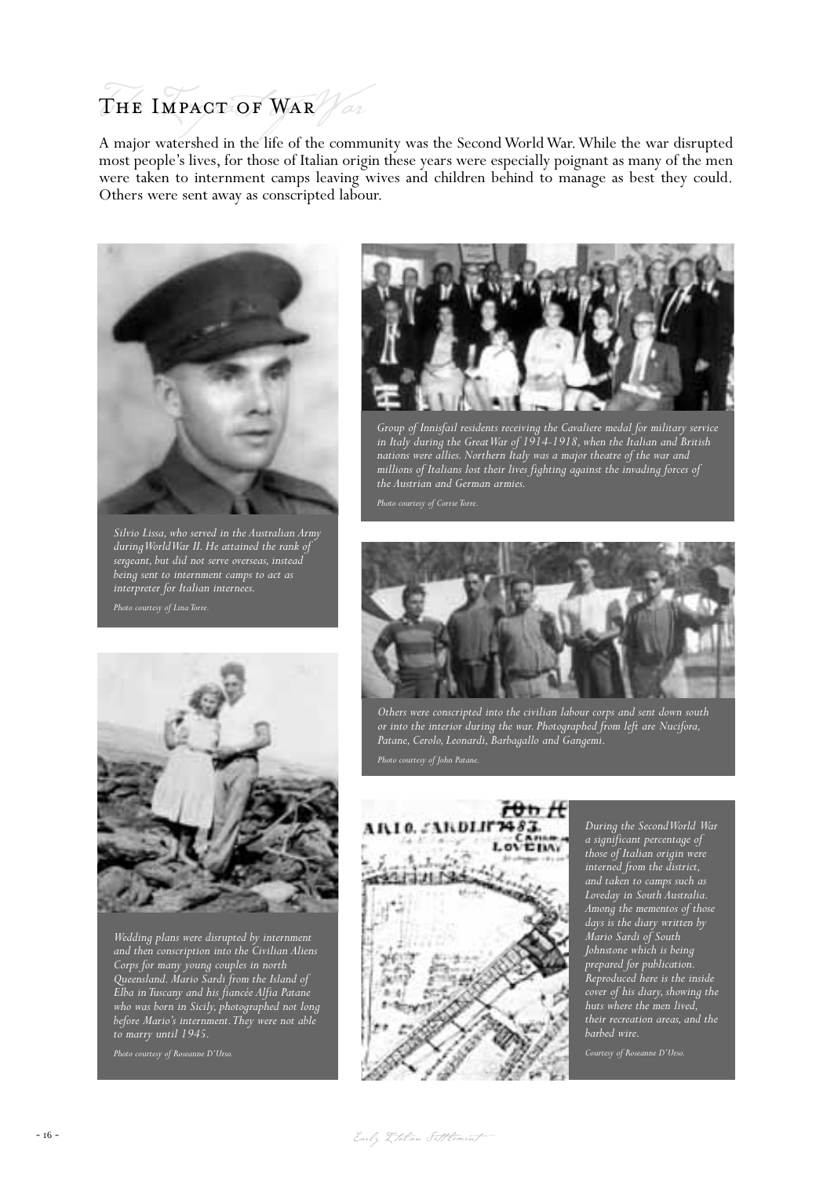# The Impact of War

A major watershed in the life of the community was the Second World War. While the war disrupted most people's lives, for those of Italian origin these years were especially poignant as many of the men were taken to internment camps leaving wives and children behind to manage as best they could. Others were sent away as conscripted labour.

*Silvio Lissa, who served in the Australian Army during World War II. He attained the rank of sergeant, but did not serve overseas, instead being sent to internment camps to act as interpreter for Italian internees.*

*Photo courtesy of Lina Torre.*

*Group of Innisfail residents receiving the Cavaliere medal for military service in Italy during the Great War of 1914-1918, when the Italian and British nations were allies. Northern Italy was a major theatre of the war and millions of Italians lost their lives fighting against the invading forces of the Austrian and German armies.*

*Photo courtesy of Corrie Torre.*

*Others were conscripted into the civilian labour corps and sent down south or into the interior during the war. Photographed from left are Nucifora, Patane, Cerolo, Leonardi, Barbagallo and Gangemi.*

*Photo courtesy of John Patane.*

*Wedding plans were disrupted by internment and then conscription into the Civilian Aliens Corps for many young couples in north Queensland. Mario Sardi from the Island of Elba in Tuscany and his fiancée Alfia Patane who was born in Sicily, photographed not long before Mario's internment. They were not able to marry until 1945.*

*Photo courtesy of Roseanne D'Urso.*

*During the Second World War a significant percentage of those of Italian origin were interned from the district, and taken to camps such as Loveday in South Australia. Among the mementos of those days is the diary written by Mario Sardi of South Johnstone which is being prepared for publication. Reproduced here is the inside cover of his diary, showing the huts where the men lived, their recreation areas, and the barbed wire.*

*Courtesy of Roseanne D'Urso.*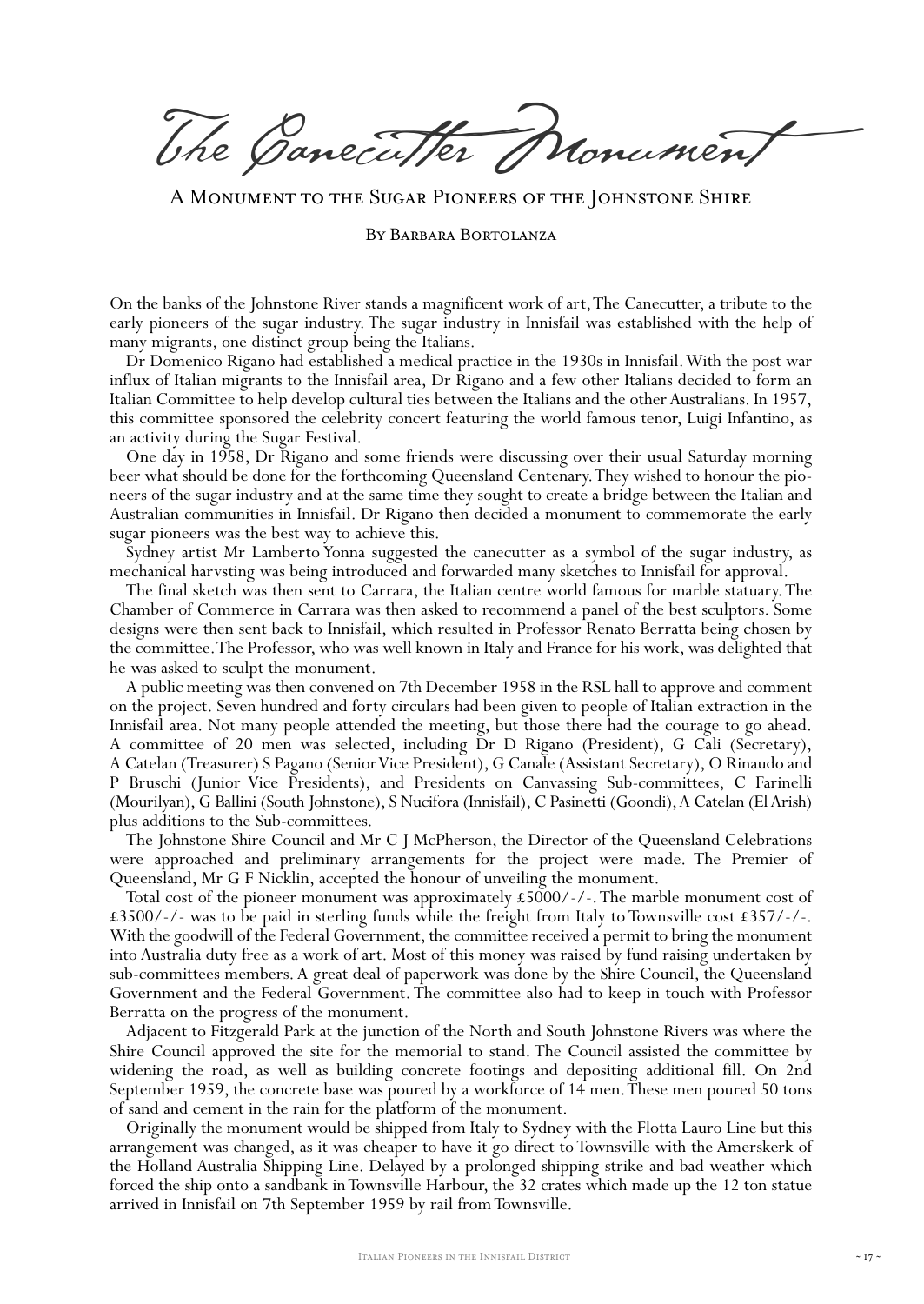# The Canecutter Monument

## A Monument to the Sugar Pioneers of the Johnstone Shire

By Barbara Bortolanza

On the banks of the Johnstone River stands a magnificent work of art, The Canecutter, a tribute to the early pioneers of the sugar industry. The sugar industry in Innisfail was established with the help of many migrants, one distinct group being the Italians.

Dr Domenico Rigano had established a medical practice in the 1930s in Innisfail. With the post war influx of Italian migrants to the Innisfail area, Dr Rigano and a few other Italians decided to form an Italian Committee to help develop cultural ties between the Italians and the other Australians. In 1957, this committee sponsored the celebrity concert featuring the world famous tenor, Luigi Infantino, as an activity during the Sugar Festival.

One day in 1958, Dr Rigano and some friends were discussing over their usual Saturday morning beer what should be done for the forthcoming Queensland Centenary. They wished to honour the pioneers of the sugar industry and at the same time they sought to create a bridge between the Italian and Australian communities in Innisfail. Dr Rigano then decided a monument to commemorate the early sugar pioneers was the best way to achieve this.

Sydney artist Mr Lamberto Yonna suggested the canecutter as a symbol of the sugar industry, as mechanical harvsting was being introduced and forwarded many sketches to Innisfail for approval.

The final sketch was then sent to Carrara, the Italian centre world famous for marble statuary. The Chamber of Commerce in Carrara was then asked to recommend a panel of the best sculptors. Some designs were then sent back to Innisfail, which resulted in Professor Renato Berratta being chosen by the committee. The Professor, who was well known in Italy and France for his work, was delighted that he was asked to sculpt the monument.

A public meeting was then convened on 7th December 1958 in the RSL hall to approve and comment on the project. Seven hundred and forty circulars had been given to people of Italian extraction in the Innisfail area. Not many people attended the meeting, but those there had the courage to go ahead. A committee of 20 men was selected, including Dr D Rigano (President), G Cali (Secretary), A Catelan (Treasurer) S Pagano (Senior Vice President), G Canale (Assistant Secretary), O Rinaudo and P Bruschi (Junior Vice Presidents), and Presidents on Canvassing Sub-committees, C Farinelli (Mourilyan), G Ballini (South Johnstone), S Nucifora (Innisfail), C Pasinetti (Goondi), A Catelan (El Arish) plus additions to the Sub-committees.

The Johnstone Shire Council and Mr C J McPherson, the Director of the Queensland Celebrations were approached and preliminary arrangements for the project were made. The Premier of Queensland, Mr G F Nicklin, accepted the honour of unveiling the monument.

Total cost of the pioneer monument was approximately £5000/-/-. The marble monument cost of £3500/-/- was to be paid in sterling funds while the freight from Italy to Townsville cost £357/-/-. With the goodwill of the Federal Government, the committee received a permit to bring the monument into Australia duty free as a work of art. Most of this money was raised by fund raising undertaken by sub-committees members. A great deal of paperwork was done by the Shire Council, the Queensland Government and the Federal Government. The committee also had to keep in touch with Professor Berratta on the progress of the monument.

Adjacent to Fitzgerald Park at the junction of the North and South Johnstone Rivers was where the Shire Council approved the site for the memorial to stand. The Council assisted the committee by widening the road, as well as building concrete footings and depositing additional fill. On 2nd September 1959, the concrete base was poured by a workforce of 14 men. These men poured 50 tons of sand and cement in the rain for the platform of the monument.

Originally the monument would be shipped from Italy to Sydney with the Flotta Lauro Line but this arrangement was changed, as it was cheaper to have it go direct to Townsville with the Amerskerk of the Holland Australia Shipping Line. Delayed by a prolonged shipping strike and bad weather which forced the ship onto a sandbank in Townsville Harbour, the 32 crates which made up the 12 ton statue arrived in Innisfail on 7th September 1959 by rail from Townsville.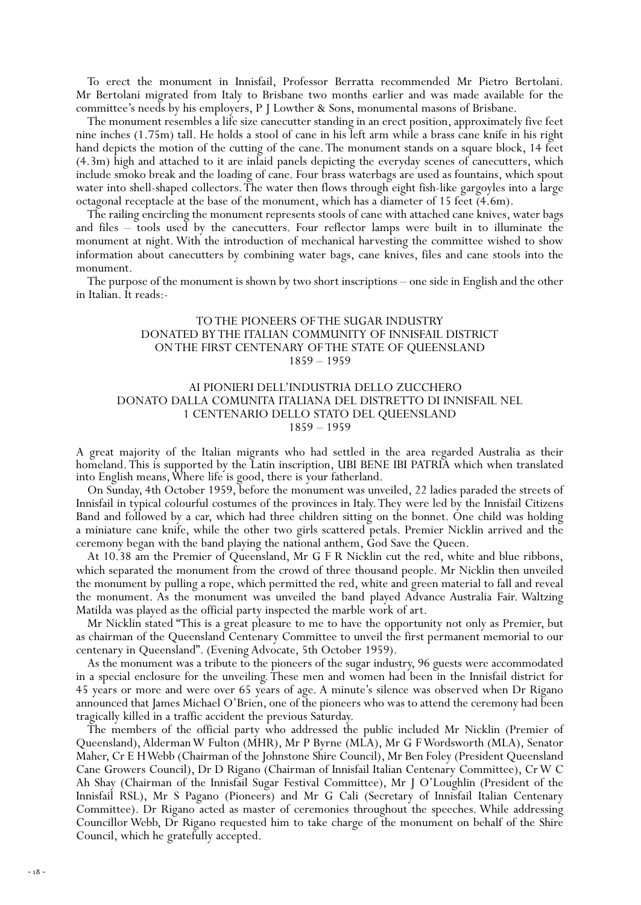To erect the monument in Innisfail, Professor Berratta recommended Mr Pietro Bertolani. Mr Bertolani migrated from Italy to Brisbane two months earlier and was made available for the committee's needs by his employers, P J Lowther & Sons, monumental masons of Brisbane.

The monument resembles a life size canecutter standing in an erect position, approximately five feet nine inches (1.75m) tall. He holds a stool of cane in his left arm while a brass cane knife in his right hand depicts the motion of the cutting of the cane. The monument stands on a square block, 14 feet (4.3m) high and attached to it are inlaid panels depicting the everyday scenes of canecutters, which include smoko break and the loading of cane. Four brass waterbags are used as fountains, which spout water into shell-shaped collectors. The water then flows through eight fish-like gargoyles into a large octagonal receptacle at the base of the monument, which has a diameter of 15 feet (4.6m).

The railing encircling the monument represents stools of cane with attached cane knives, water bags and files – tools used by the canecutters. Four reflector lamps were built in to illuminate the monument at night. With the introduction of mechanical harvesting the committee wished to show information about canecutters by combining water bags, cane knives, files and cane stools into the monument.

The purpose of the monument is shown by two short inscriptions – one side in English and the other in Italian. It reads:-

TO THE PIONEERS OF THE SUGAR INDUSTRY
DONATED BY THE ITALIAN COMMUNITY OF INNISFAIL DISTRICT
ON THE FIRST CENTENARY OF THE STATE OF QUEENSLAND
1859 – 1959

AI PIONIERI DELL'INDUSTRIA DELLO ZUCCHERO
DONATO DALLA COMUNITA ITALIANA DEL DISTRETTO DI INNISFAIL NEL
1 CENTENARIO DELLO STATO DEL QUEENSLAND
1859 – 1959

A great majority of the Italian migrants who had settled in the area regarded Australia as their homeland. This is supported by the Latin inscription, UBI BENE IBI PATRIA which when translated into English means, Where life is good, there is your fatherland.

On Sunday, 4th October 1959, before the monument was unveiled, 22 ladies paraded the streets of Innisfail in typical colourful costumes of the provinces in Italy. They were led by the Innisfail Citizens Band and followed by a car, which had three children sitting on the bonnet. One child was holding a miniature cane knife, while the other two girls scattered petals. Premier Nicklin arrived and the ceremony began with the band playing the national anthem, God Save the Queen.

At 10.38 am the Premier of Queensland, Mr G F R Nicklin cut the red, white and blue ribbons, which separated the monument from the crowd of three thousand people. Mr Nicklin then unveiled the monument by pulling a rope, which permitted the red, white and green material to fall and reveal the monument. As the monument was unveiled the band played Advance Australia Fair. Waltzing Matilda was played as the official party inspected the marble work of art.

Mr Nicklin stated "This is a great pleasure to me to have the opportunity not only as Premier, but as chairman of the Queensland Centenary Committee to unveil the first permanent memorial to our centenary in Queensland". (Evening Advocate, 5th October 1959).

As the monument was a tribute to the pioneers of the sugar industry, 96 guests were accommodated in a special enclosure for the unveiling. These men and women had been in the Innisfail district for 45 years or more and were over 65 years of age. A minute's silence was observed when Dr Rigano announced that James Michael O'Brien, one of the pioneers who was to attend the ceremony had been tragically killed in a traffic accident the previous Saturday.

The members of the official party who addressed the public included Mr Nicklin (Premier of Queensland), Alderman W Fulton (MHR), Mr P Byrne (MLA), Mr G F Wordsworth (MLA), Senator Maher, Cr E H Webb (Chairman of the Johnstone Shire Council), Mr Ben Foley (President Queensland Cane Growers Council), Dr D Rigano (Chairman of Innisfail Italian Centenary Committee), Cr W C Ah Shay (Chairman of the Innisfail Sugar Festival Committee), Mr J O'Loughlin (President of the Innisfail RSL), Mr S Pagano (Pioneers) and Mr G Cali (Secretary of Innisfail Italian Centenary Committee). Dr Rigano acted as master of ceremonies throughout the speeches. While addressing Councillor Webb, Dr Rigano requested him to take charge of the monument on behalf of the Shire Council, which he gratefully accepted.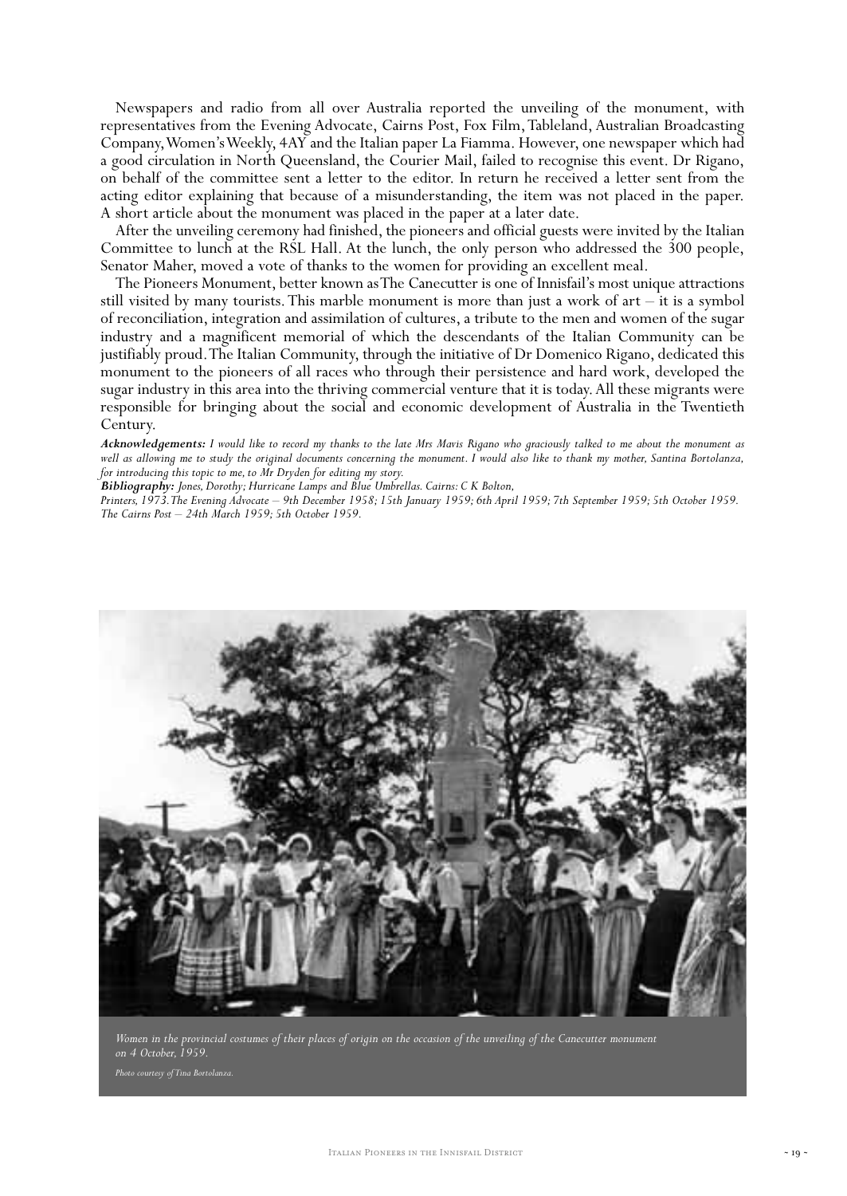Newspapers and radio from all over Australia reported the unveiling of the monument, with representatives from the Evening Advocate, Cairns Post, Fox Film, Tableland, Australian Broadcasting Company, Women's Weekly, 4AY and the Italian paper La Fiamma. However, one newspaper which had a good circulation in North Queensland, the Courier Mail, failed to recognise this event. Dr Rigano, on behalf of the committee sent a letter to the editor. In return he received a letter sent from the acting editor explaining that because of a misunderstanding, the item was not placed in the paper. A short article about the monument was placed in the paper at a later date.

After the unveiling ceremony had finished, the pioneers and official guests were invited by the Italian Committee to lunch at the RSL Hall. At the lunch, the only person who addressed the 300 people, Senator Maher, moved a vote of thanks to the women for providing an excellent meal.

The Pioneers Monument, better known as The Canecutter is one of Innisfail's most unique attractions still visited by many tourists. This marble monument is more than just a work of art – it is a symbol of reconciliation, integration and assimilation of cultures, a tribute to the men and women of the sugar industry and a magnificent memorial of which the descendants of the Italian Community can be justifiably proud. The Italian Community, through the initiative of Dr Domenico Rigano, dedicated this monument to the pioneers of all races who through their persistence and hard work, developed the sugar industry in this area into the thriving commercial venture that it is today. All these migrants were responsible for bringing about the social and economic development of Australia in the Twentieth Century.

***Acknowledgements:*** *I would like to record my thanks to the late Mrs Mavis Rigano who graciously talked to me about the monument as well as allowing me to study the original documents concerning the monument. I would also like to thank my mother, Santina Bortolanza, for introducing this topic to me, to Mr Dryden for editing my story.*

***Bibliography:*** *Jones, Dorothy; Hurricane Lamps and Blue Umbrellas. Cairns: C K Bolton, Printers, 1973. The Evening Advocate – 9th December 1958; 15th January 1959; 6th April 1959; 7th September 1959; 5th October 1959. The Cairns Post – 24th March 1959; 5th October 1959.*

*Women in the provincial costumes of their places of origin on the occasion of the unveiling of the Canecutter monument on 4 October, 1959.*

*Photo courtesy of Tina Bortolanza.*